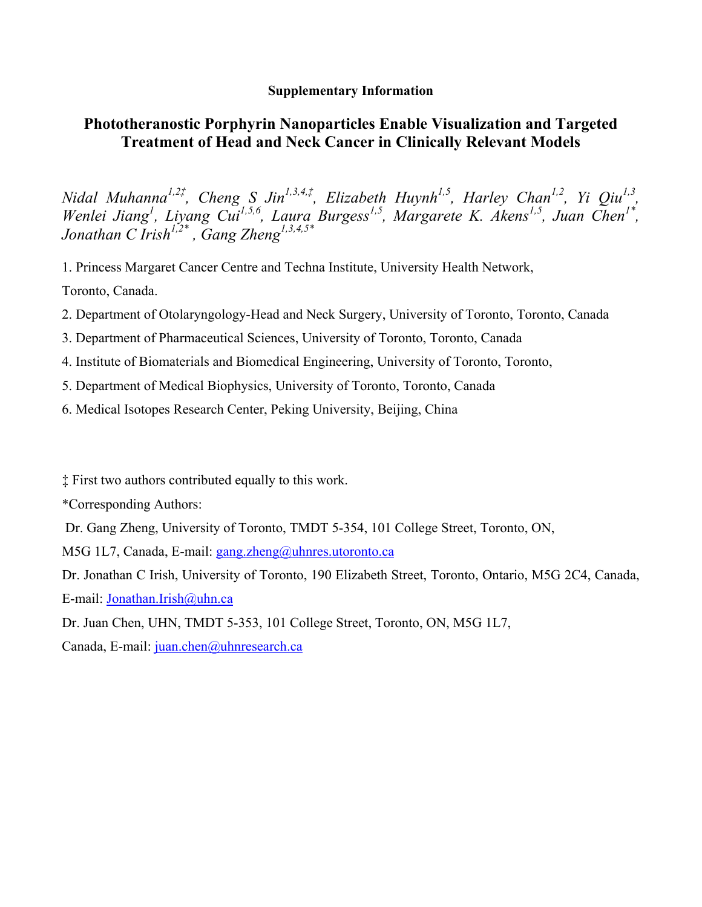**Supplementary Information**

# Phototheranostic Porphyrin Nanoparticles Enable Visualization and Targeted Treatment of Head and Neck Cancer in Clinically Relevant Models

*Nidal Muhanna[1,2‡], Cheng S Jin[1,3,4,‡], Elizabeth Huynh[1,5], Harley Chan[1,2], Yi Qiu[1,3], Wenlei Jiang[1], Liyang Cui[1,5,6], Laura Burgess[1,5], Margarete K. Akens[1,5], Juan Chen[1*], Jonathan C Irish[1,2*], Gang Zheng[1,3,4,5*]*

1. Princess Margaret Cancer Centre and Techna Institute, University Health Network, Toronto, Canada.
2. Department of Otolaryngology-Head and Neck Surgery, University of Toronto, Toronto, Canada
3. Department of Pharmaceutical Sciences, University of Toronto, Toronto, Canada
4. Institute of Biomaterials and Biomedical Engineering, University of Toronto, Toronto,
5. Department of Medical Biophysics, University of Toronto, Toronto, Canada
6. Medical Isotopes Research Center, Peking University, Beijing, China

‡ First two authors contributed equally to this work.

*Corresponding Authors:

Dr. Gang Zheng, University of Toronto, TMDT 5-354, 101 College Street, Toronto, ON, M5G 1L7, Canada, E-mail: gang.zheng@uhnres.utoronto.ca

Dr. Jonathan C Irish, University of Toronto, 190 Elizabeth Street, Toronto, Ontario, M5G 2C4, Canada, E-mail: Jonathan.Irish@uhn.ca

Dr. Juan Chen, UHN, TMDT 5-353, 101 College Street, Toronto, ON, M5G 1L7, Canada, E-mail: juan.chen@uhnresearch.ca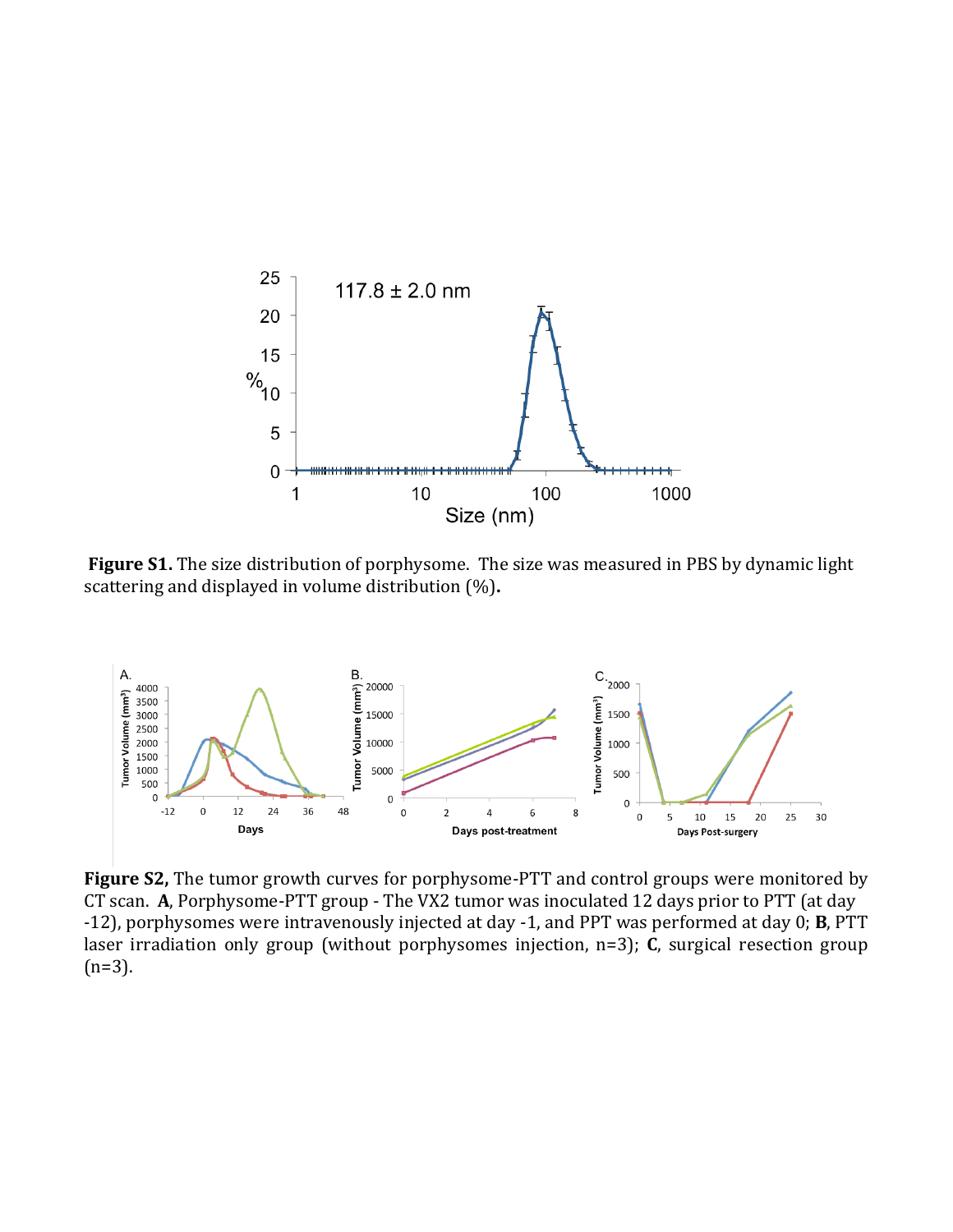25
20
15
%
10
5
0

1
10
100
1000

Size (nm)

117.8 ± 2.0 nm

**Figure S1.** The size distribution of porphysome. The size was measured in PBS by dynamic light scattering and displayed in volume distribution (%)**.**

A.

Tumor Volume (mm³)

4000
3500
3000
2500
2000
1500
1000
500
0

-12
0
12
24
36
48

Days

B.

Tumor Volume (mm³)

20000
15000
10000
5000
0

0
2
4
6
8

Days post-treatment

C.

Tumor Volume (mm³)

2000
1500
1000
500
0

0
5
10
15
20
25
30

Days Post-surgery

**Figure S2,** The tumor growth curves for porphysome-PTT and control groups were monitored by CT scan. **A**, Porphysome-PTT group - The VX2 tumor was inoculated 12 days prior to PTT (at day -12), porphysomes were intravenously injected at day -1, and PPT was performed at day 0; **B**, PTT laser irradiation only group (without porphysomes injection, n=3); **C**, surgical resection group (n=3).